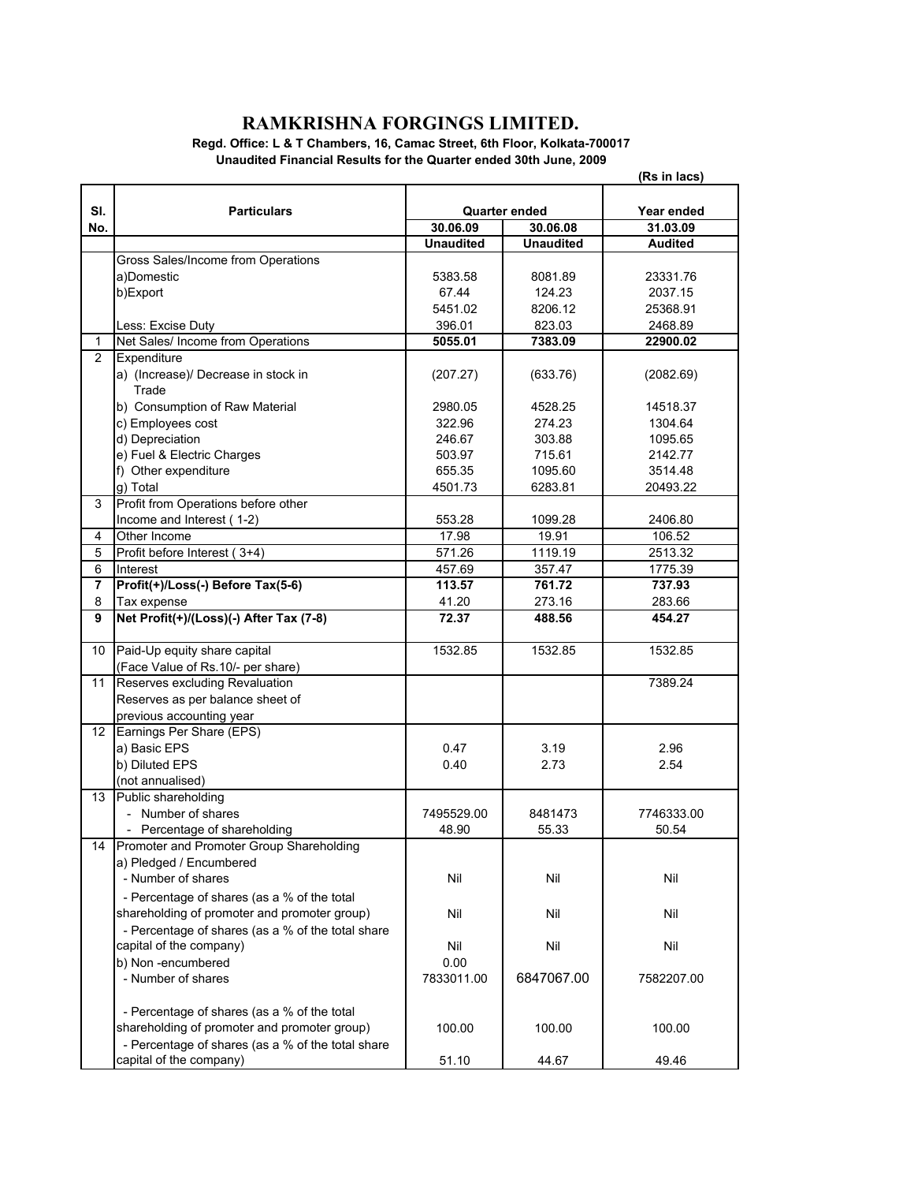# RAMKRISHNA FORGINGS LIMITED.

**Regd. Office: L & T Chambers, 16, Camac Street, 6th Floor, Kolkata-700017**

**Unaudited Financial Results for the Quarter ended 30th June, 2009**

**(Rs in lacs)**

| Sl. No. | Particulars | Quarter ended | | Year ended |
|---|---|---|---|---|
| | | 30.06.09 | 30.06.08 | 31.03.09 |
| | | Unaudited | Unaudited | Audited |
| | Gross Sales/Income from Operations | | | |
| | a)Domestic | 5383.58 | 8081.89 | 23331.76 |
| | b)Export | 67.44 | 124.23 | 2037.15 |
| | | 5451.02 | 8206.12 | 25368.91 |
| | Less: Excise Duty | 396.01 | 823.03 | 2468.89 |
| 1 | Net Sales/ Income from Operations | **5055.01** | **7383.09** | **22900.02** |
| 2 | Expenditure | | | |
| | a) (Increase)/ Decrease in stock in Trade | (207.27) | (633.76) | (2082.69) |
| | b) Consumption of Raw Material | 2980.05 | 4528.25 | 14518.37 |
| | c) Employees cost | 322.96 | 274.23 | 1304.64 |
| | d) Depreciation | 246.67 | 303.88 | 1095.65 |
| | e) Fuel & Electric Charges | 503.97 | 715.61 | 2142.77 |
| | f) Other expenditure | 655.35 | 1095.60 | 3514.48 |
| | g) Total | 4501.73 | 6283.81 | 20493.22 |
| 3 | Profit from Operations before other Income and Interest ( 1-2) | 553.28 | 1099.28 | 2406.80 |
| 4 | Other Income | 17.98 | 19.91 | 106.52 |
| 5 | Profit before Interest ( 3+4) | 571.26 | 1119.19 | 2513.32 |
| 6 | Interest | 457.69 | 357.47 | 1775.39 |
| **7** | **Profit(+)/Loss(-) Before Tax(5-6)** | **113.57** | **761.72** | **737.93** |
| 8 | Tax expense | 41.20 | 273.16 | 283.66 |
| **9** | **Net Profit(+)/(Loss)(-) After Tax (7-8)** | **72.37** | **488.56** | **454.27** |
| 10 | Paid-Up equity share capital (Face Value of Rs.10/- per share) | 1532.85 | 1532.85 | 1532.85 |
| 11 | Reserves excluding Revaluation Reserves as per balance sheet of previous accounting year | | | 7389.24 |
| 12 | Earnings Per Share (EPS) | | | |
| | a) Basic EPS | 0.47 | 3.19 | 2.96 |
| | b) Diluted EPS | 0.40 | 2.73 | 2.54 |
| | (not annualised) | | | |
| 13 | Public shareholding | | | |
| | - Number of shares | 7495529.00 | 8481473 | 7746333.00 |
| | - Percentage of shareholding | 48.90 | 55.33 | 50.54 |
| 14 | Promoter and Promoter Group Shareholding | | | |
| | a) Pledged / Encumbered | | | |
| | - Number of shares | Nil | Nil | Nil |
| | - Percentage of shares (as a % of the total shareholding of promoter and promoter group) | Nil | Nil | Nil |
| | - Percentage of shares (as a % of the total share capital of the company) | Nil | Nil | Nil |
| | b) Non -encumbered | 0.00 | | |
| | - Number of shares | 7833011.00 | 6847067.00 | 7582207.00 |
| | - Percentage of shares (as a % of the total shareholding of promoter and promoter group) | 100.00 | 100.00 | 100.00 |
| | - Percentage of shares (as a % of the total share capital of the company) | 51.10 | 44.67 | 49.46 |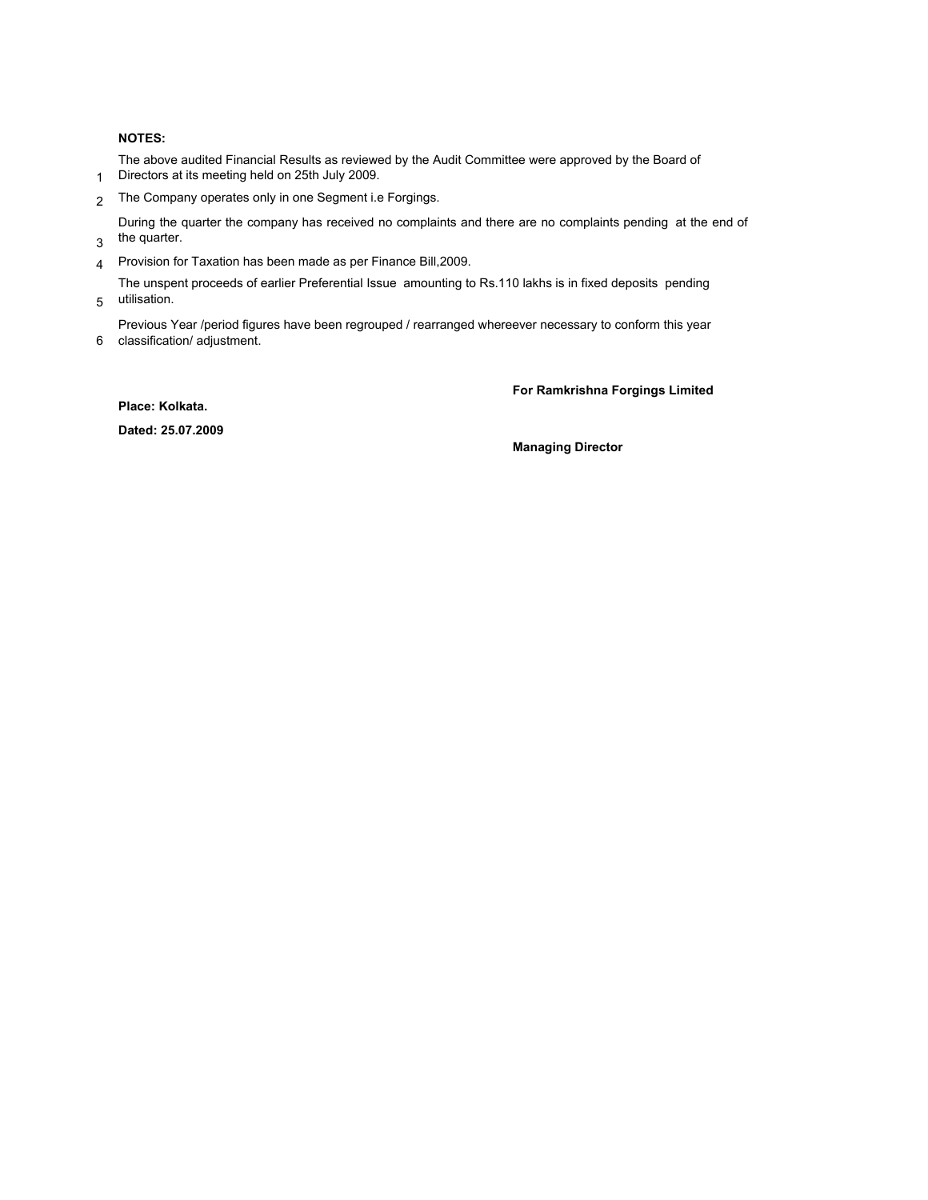**NOTES:**

1. The above audited Financial Results as reviewed by the Audit Committee were approved by the Board of Directors at its meeting held on 25th July 2009.
2. The Company operates only in one Segment i.e Forgings.
3. During the quarter the company has received no complaints and there are no complaints pending at the end of the quarter.
4. Provision for Taxation has been made as per Finance Bill,2009.
5. The unspent proceeds of earlier Preferential Issue amounting to Rs.110 lakhs is in fixed deposits pending utilisation.
6. Previous Year /period figures have been regrouped / rearranged whereever necessary to conform this year classification/ adjustment.

**For Ramkrishna Forgings Limited**

**Place: Kolkata.**

**Dated: 25.07.2009**

**Managing Director**